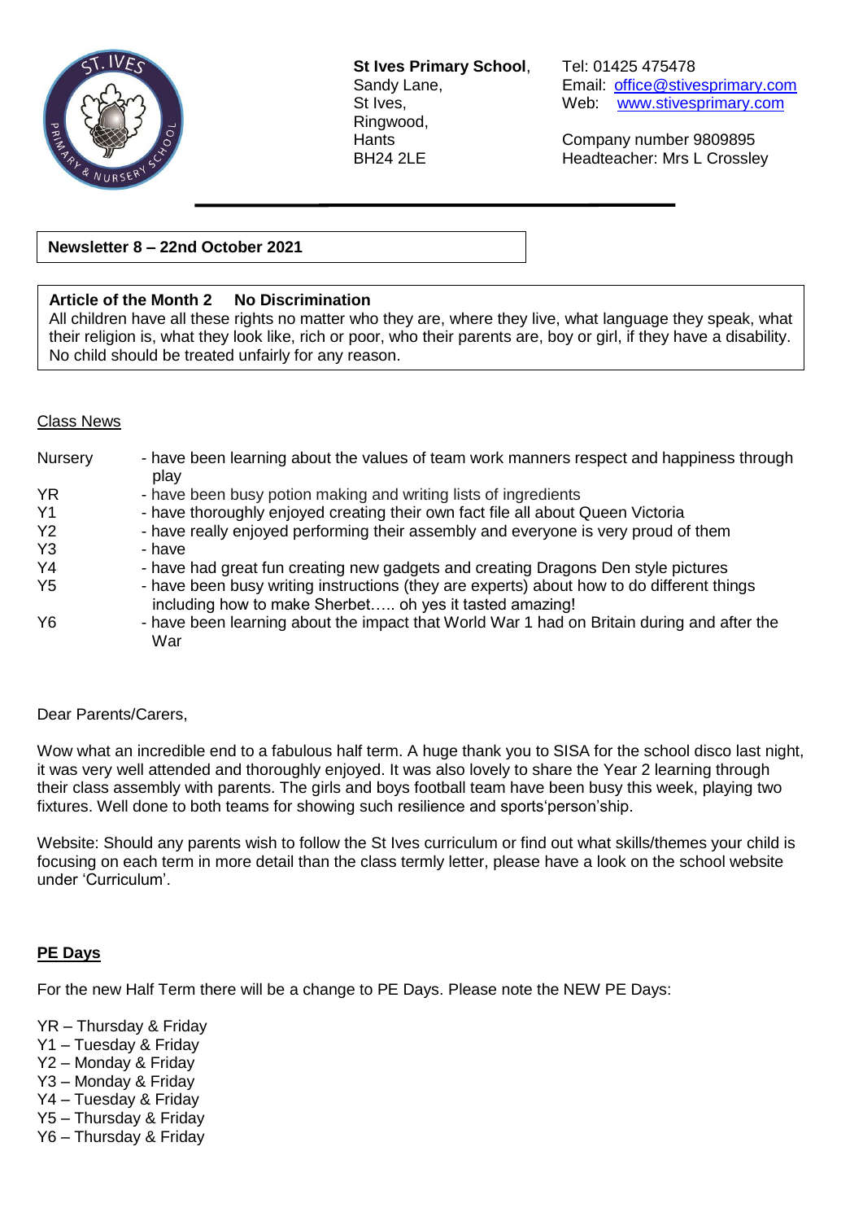**St Ives Primary School**,
Sandy Lane,
St Ives,
Ringwood,
Hants
BH24 2LE

Tel: 01425 475478
Email: office@stivesprimary.com
Web: www.stivesprimary.com

Company number 9809895
Headteacher: Mrs L Crossley

**Newsletter 8 – 22nd October 2021**

**Article of the Month 2 No Discrimination**
All children have all these rights no matter who they are, where they live, what language they speak, what their religion is, what they look like, rich or poor, who their parents are, boy or girl, if they have a disability. No child should be treated unfairly for any reason.

Class News

| | |
|---|---|
| Nursery | - have been learning about the values of team work manners respect and happiness through play |
| YR | - have been busy potion making and writing lists of ingredients |
| Y1 | - have thoroughly enjoyed creating their own fact file all about Queen Victoria |
| Y2 | - have really enjoyed performing their assembly and everyone is very proud of them |
| Y3 | - have |
| Y4 | - have had great fun creating new gadgets and creating Dragons Den style pictures |
| Y5 | - have been busy writing instructions (they are experts) about how to do different things including how to make Sherbet….. oh yes it tasted amazing! |
| Y6 | - have been learning about the impact that World War 1 had on Britain during and after the War |

Dear Parents/Carers,

Wow what an incredible end to a fabulous half term. A huge thank you to SISA for the school disco last night, it was very well attended and thoroughly enjoyed. It was also lovely to share the Year 2 learning through their class assembly with parents. The girls and boys football team have been busy this week, playing two fixtures. Well done to both teams for showing such resilience and sports'person'ship.

Website: Should any parents wish to follow the St Ives curriculum or find out what skills/themes your child is focusing on each term in more detail than the class termly letter, please have a look on the school website under 'Curriculum'.

## PE Days

For the new Half Term there will be a change to PE Days. Please note the NEW PE Days:

YR – Thursday & Friday
Y1 – Tuesday & Friday
Y2 – Monday & Friday
Y3 – Monday & Friday
Y4 – Tuesday & Friday
Y5 – Thursday & Friday
Y6 – Thursday & Friday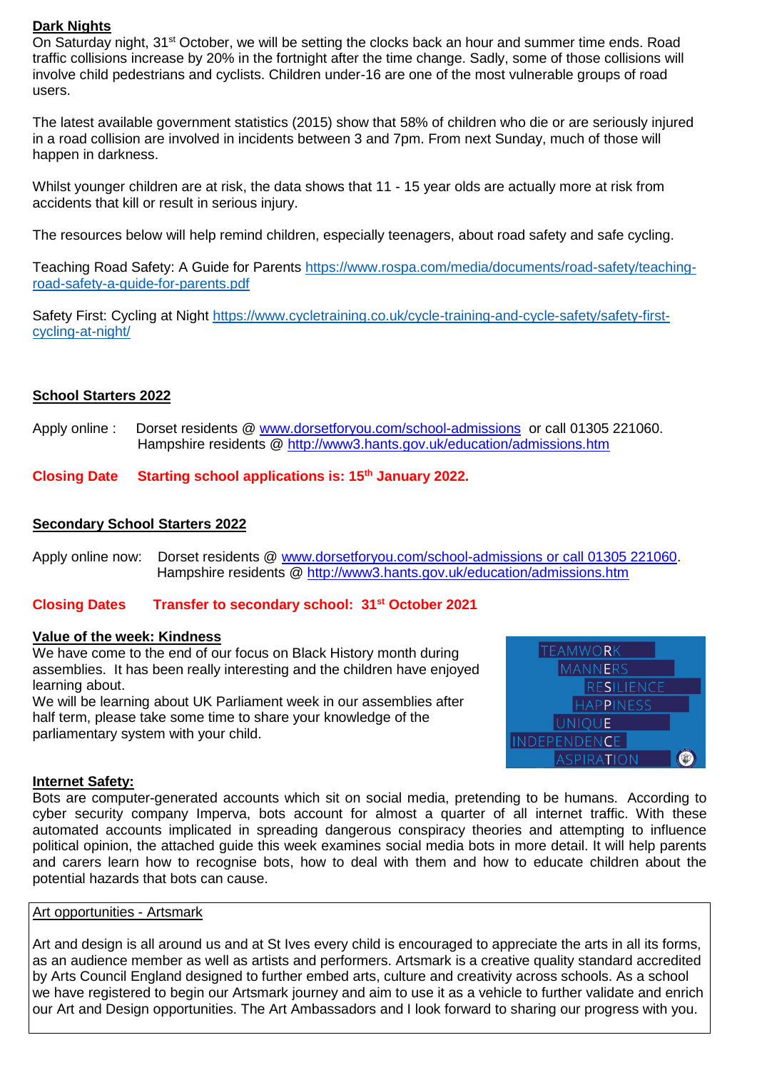## Dark Nights

On Saturday night, 31st October, we will be setting the clocks back an hour and summer time ends. Road traffic collisions increase by 20% in the fortnight after the time change. Sadly, some of those collisions will involve child pedestrians and cyclists. Children under-16 are one of the most vulnerable groups of road users.

The latest available government statistics (2015) show that 58% of children who die or are seriously injured in a road collision are involved in incidents between 3 and 7pm. From next Sunday, much of those will happen in darkness.

Whilst younger children are at risk, the data shows that 11 - 15 year olds are actually more at risk from accidents that kill or result in serious injury.

The resources below will help remind children, especially teenagers, about road safety and safe cycling.

Teaching Road Safety: A Guide for Parents https://www.rospa.com/media/documents/road-safety/teaching-road-safety-a-guide-for-parents.pdf

Safety First: Cycling at Night https://www.cycletraining.co.uk/cycle-training-and-cycle-safety/safety-first-cycling-at-night/

## School Starters 2022

Apply online : Dorset residents @ www.dorsetforyou.com/school-admissions or call 01305 221060.
Hampshire residents @ http://www3.hants.gov.uk/education/admissions.htm

**Closing Date Starting school applications is: 15th January 2022.**

## Secondary School Starters 2022

Apply online now: Dorset residents @ www.dorsetforyou.com/school-admissions or call 01305 221060.
Hampshire residents @ http://www3.hants.gov.uk/education/admissions.htm

**Closing Dates Transfer to secondary school: 31st October 2021**

## Value of the week: Kindness

We have come to the end of our focus on Black History month during assemblies. It has been really interesting and the children have enjoyed learning about.

We will be learning about UK Parliament week in our assemblies after half term, please take some time to share your knowledge of the parliamentary system with your child.

TEAMWORK
MANNERS
RESILIENCE
HAPPINESS
UNIQUE
INDEPENDENCE
ASPIRATION

## Internet Safety:

Bots are computer-generated accounts which sit on social media, pretending to be humans. According to cyber security company Imperva, bots account for almost a quarter of all internet traffic. With these automated accounts implicated in spreading dangerous conspiracy theories and attempting to influence political opinion, the attached guide this week examines social media bots in more detail. It will help parents and carers learn how to recognise bots, how to deal with them and how to educate children about the potential hazards that bots can cause.

## Art opportunities - Artsmark

Art and design is all around us and at St Ives every child is encouraged to appreciate the arts in all its forms, as an audience member as well as artists and performers. Artsmark is a creative quality standard accredited by Arts Council England designed to further embed arts, culture and creativity across schools. As a school we have registered to begin our Artsmark journey and aim to use it as a vehicle to further validate and enrich our Art and Design opportunities. The Art Ambassadors and I look forward to sharing our progress with you.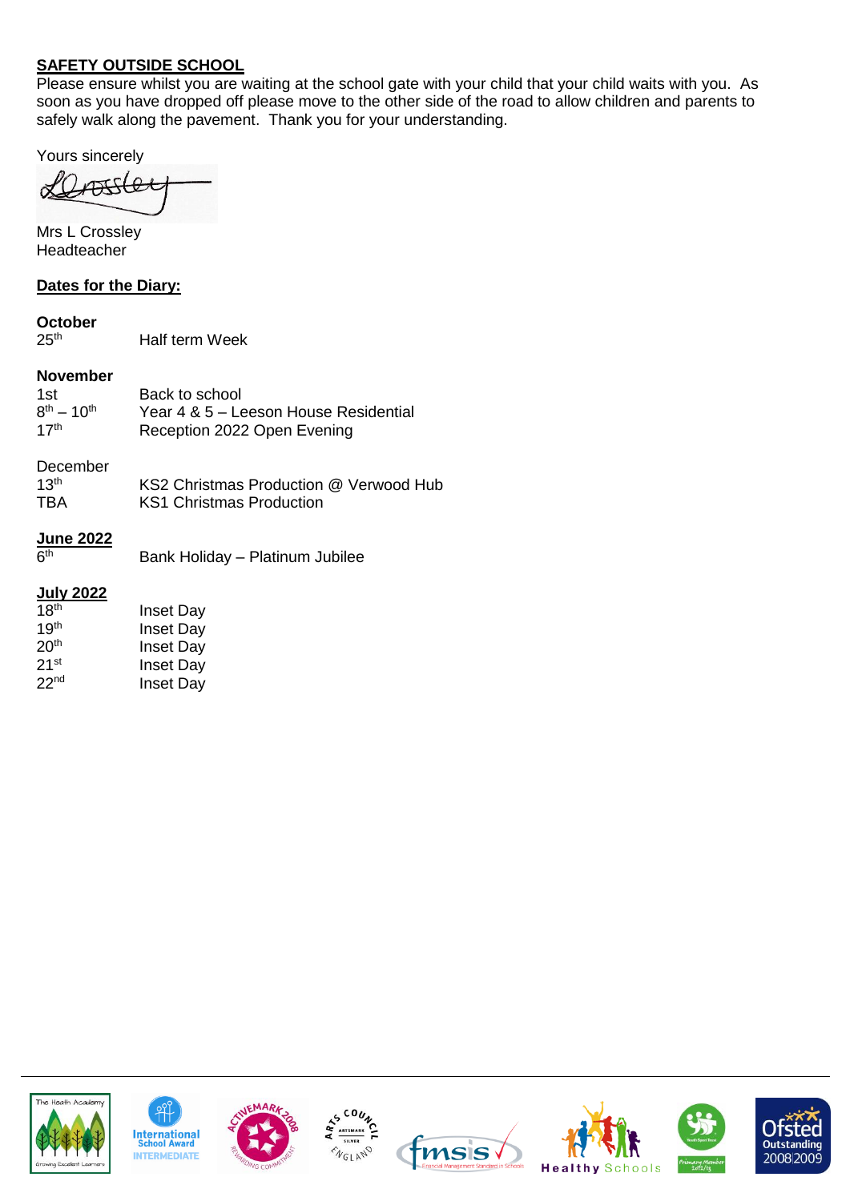**SAFETY OUTSIDE SCHOOL**

Please ensure whilst you are waiting at the school gate with your child that your child waits with you. As soon as you have dropped off please move to the other side of the road to allow children and parents to safely walk along the pavement. Thank you for your understanding.

Yours sincerely

Mrs L Crossley
Headteacher

**Dates for the Diary:**

**October**

| | |
|---|---|
| 25th | Half term Week |

**November**

| | |
|---|---|
| 1st | Back to school |
| 8th – 10th | Year 4 & 5 – Leeson House Residential |
| 17th | Reception 2022 Open Evening |

December

| | |
|---|---|
| 13th | KS2 Christmas Production @ Verwood Hub |
| TBA | KS1 Christmas Production |

**June 2022**

| | |
|---|---|
| 6th | Bank Holiday – Platinum Jubilee |

**July 2022**

| | |
|---|---|
| 18th | Inset Day |
| 19th | Inset Day |
| 20th | Inset Day |
| 21st | Inset Day |
| 22nd | Inset Day |